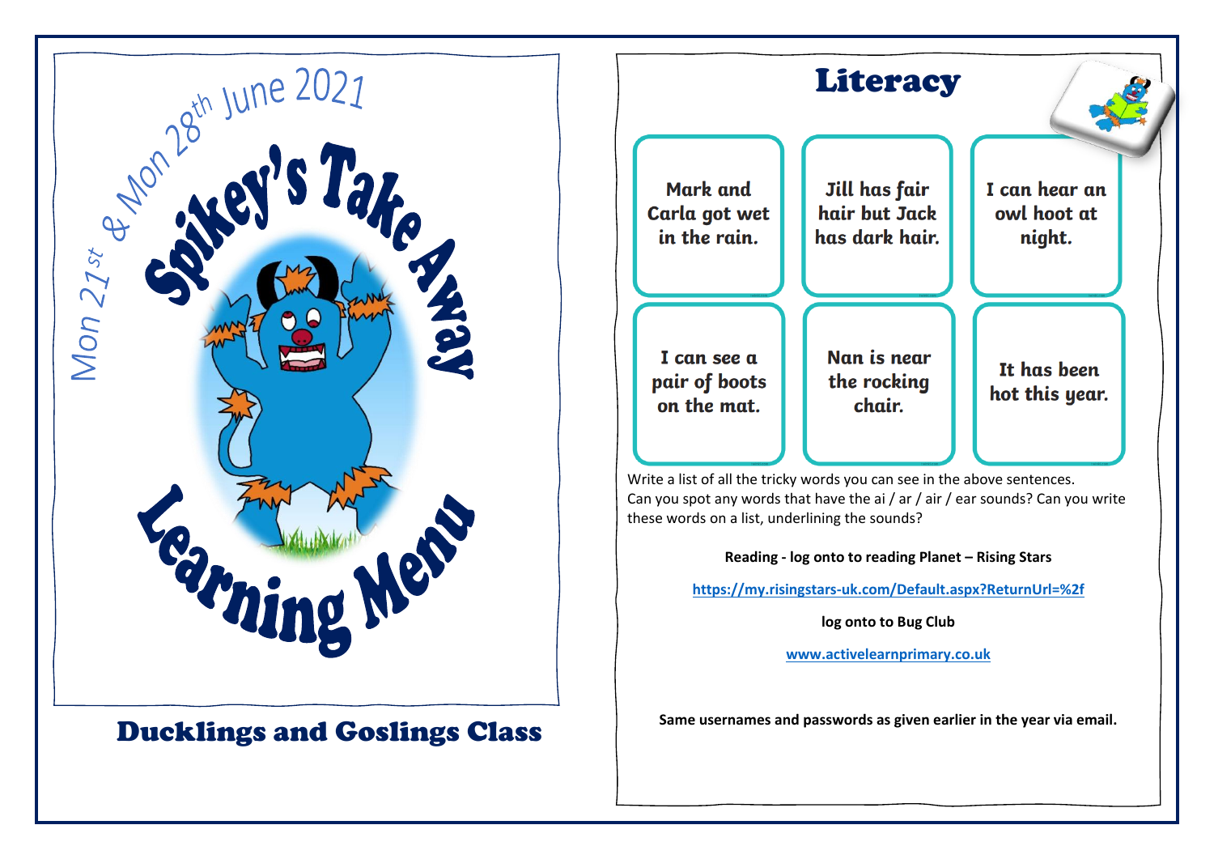# Spikey's Take Away Learning Menu

Mon 21st & Mon 28th June 2021

## Ducklings and Goslings Class

## Literacy

| | | |
|---|---|---|
| Mark and Carla got wet in the rain. | Jill has fair hair but Jack has dark hair. | I can hear an owl hoot at night. |
| I can see a pair of boots on the mat. | Nan is near the rocking chair. | It has been hot this year. |

Write a list of all the tricky words you can see in the above sentences.
Can you spot any words that have the ai / ar / air / ear sounds? Can you write these words on a list, underlining the sounds?

**Reading - log onto to reading Planet – Rising Stars**

https://my.risingstars-uk.com/Default.aspx?ReturnUrl=%2f

**log onto to Bug Club**

www.activelearnprimary.co.uk

**Same usernames and passwords as given earlier in the year via email.**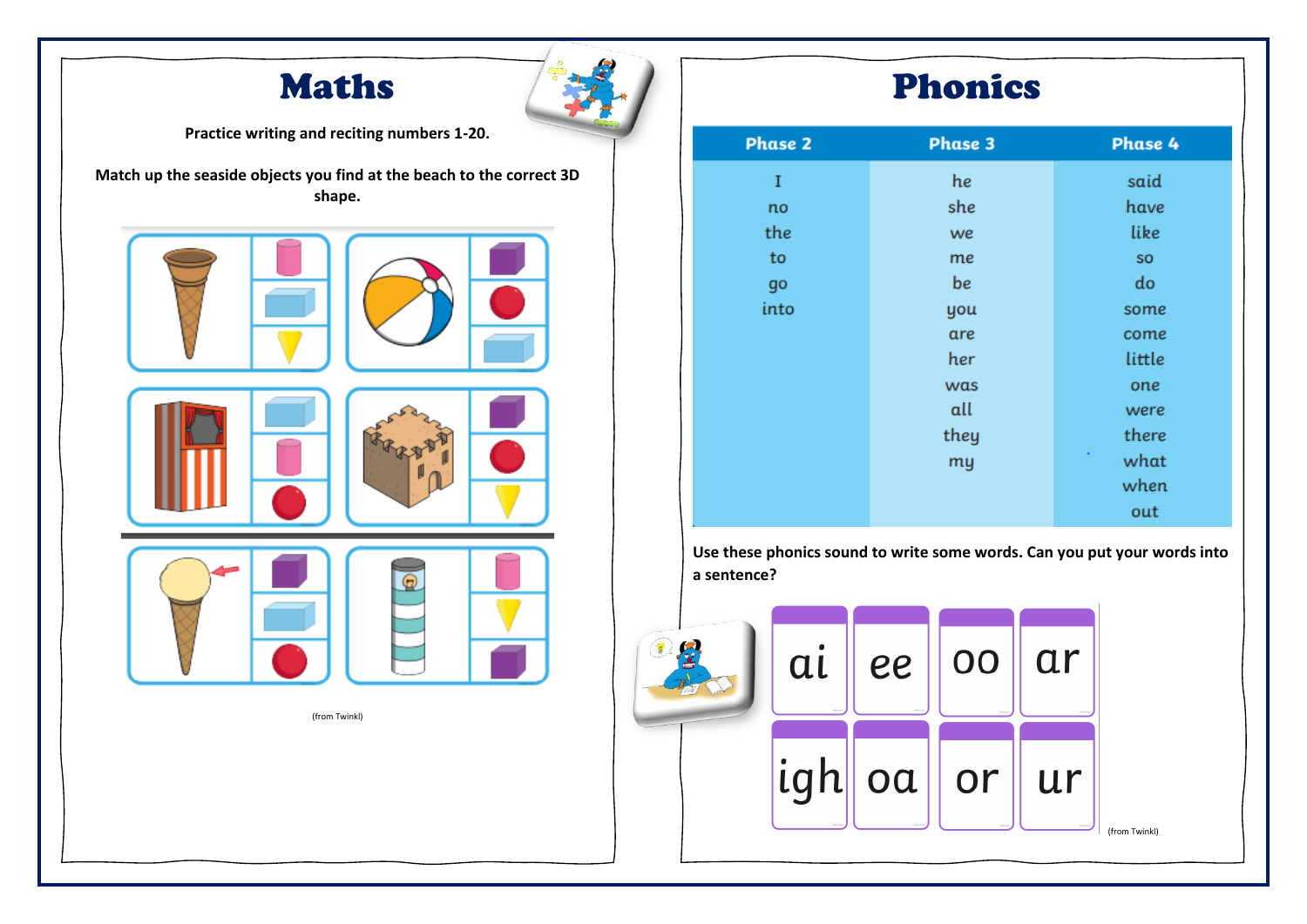# Maths

**Practice writing and reciting numbers 1-20.**

**Match up the seaside objects you find at the beach to the correct 3D shape.**

(from Twinkl)

# Phonics

| Phase 2 | Phase 3 | Phase 4 |
|---|---|---|
| I | he | said |
| no | she | have |
| the | we | like |
| to | me | so |
| go | be | do |
| into | you | some |
| | are | come |
| | her | little |
| | was | one |
| | all | were |
| | they | there |
| | my | what |
| | | when |
| | | out |

**Use these phonics sound to write some words. Can you put your words into a sentence?**

ai ee oo ar

igh oa or ur

(from Twinkl)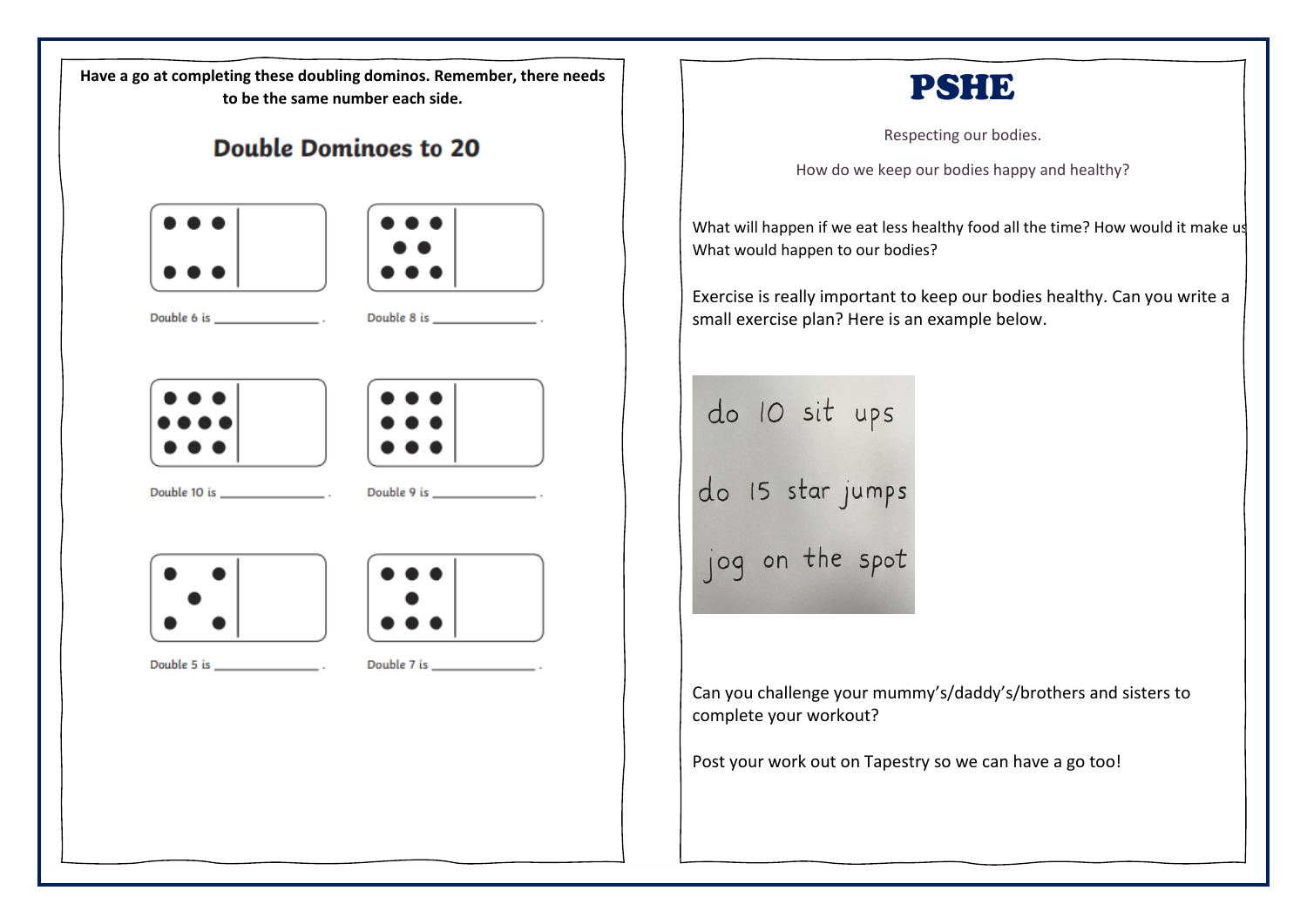**Have a go at completing these doubling dominos. Remember, there needs to be the same number each side.**

## Double Dominoes to 20

Double 6 is \_\_\_\_\_\_\_\_\_\_\_\_\_\_ .

Double 8 is \_\_\_\_\_\_\_\_\_\_\_\_\_\_ .

Double 10 is \_\_\_\_\_\_\_\_\_\_\_\_\_\_ .

Double 9 is \_\_\_\_\_\_\_\_\_\_\_\_\_\_ .

Double 5 is \_\_\_\_\_\_\_\_\_\_\_\_\_\_ .

Double 7 is \_\_\_\_\_\_\_\_\_\_\_\_\_\_ .

# PSHE

Respecting our bodies.

How do we keep our bodies happy and healthy?

What will happen if we eat less healthy food all the time? How would it make us What would happen to our bodies?

Exercise is really important to keep our bodies healthy. Can you write a small exercise plan? Here is an example below.

do 10 sit ups

do 15 star jumps

jog on the spot

Can you challenge your mummy's/daddy's/brothers and sisters to complete your workout?

Post your work out on Tapestry so we can have a go too!